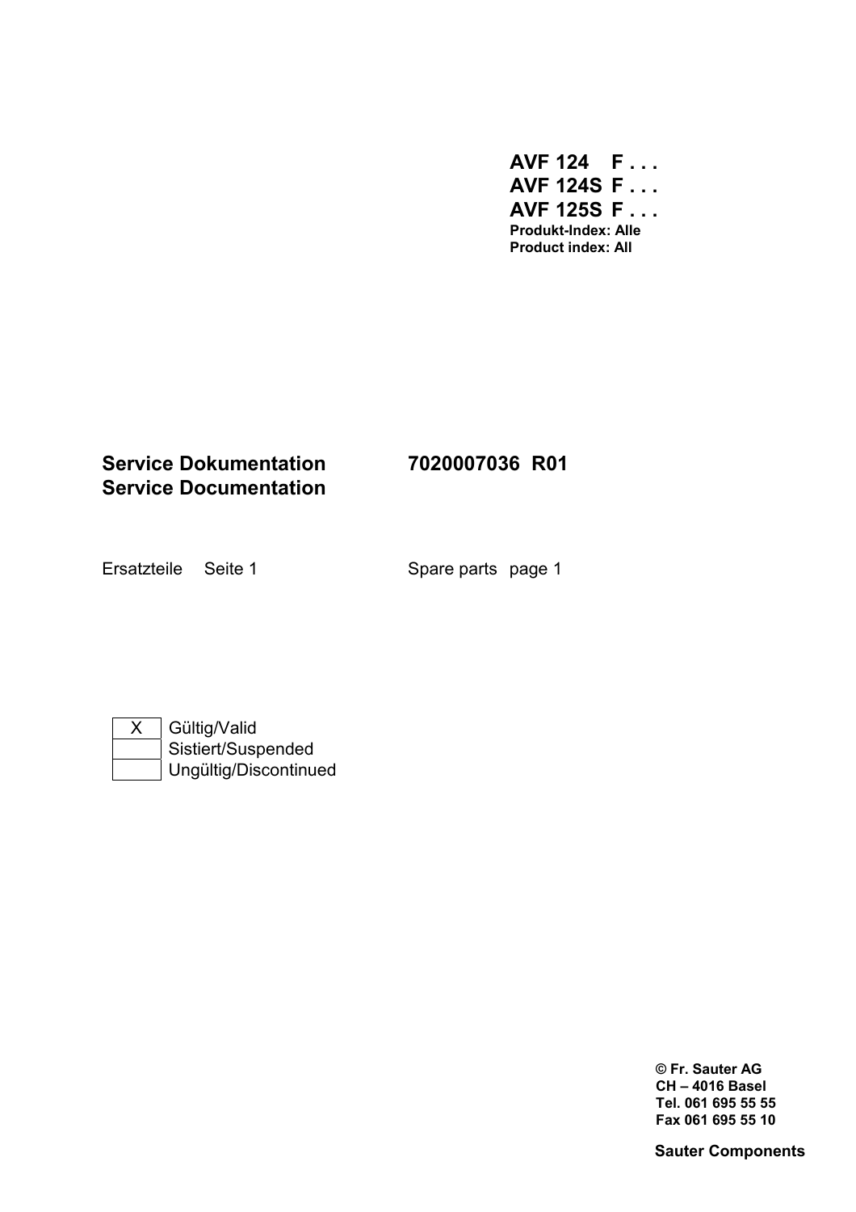**AVF 124 F . . .**
**AVF 124S F . . .**
**AVF 125S F . . .**
**Produkt-Index: Alle**
**Product index: All**

**Service Dokumentation** **7020007036 R01**
**Service Documentation**

Ersatzteile Seite 1 Spare parts page 1

| | |
|---|---|
| X | Gültig/Valid |
| | Sistiert/Suspended |
| | Ungültig/Discontinued |

**© Fr. Sauter AG**
**CH – 4016 Basel**
**Tel. 061 695 55 55**
**Fax 061 695 55 10**

**Sauter Components**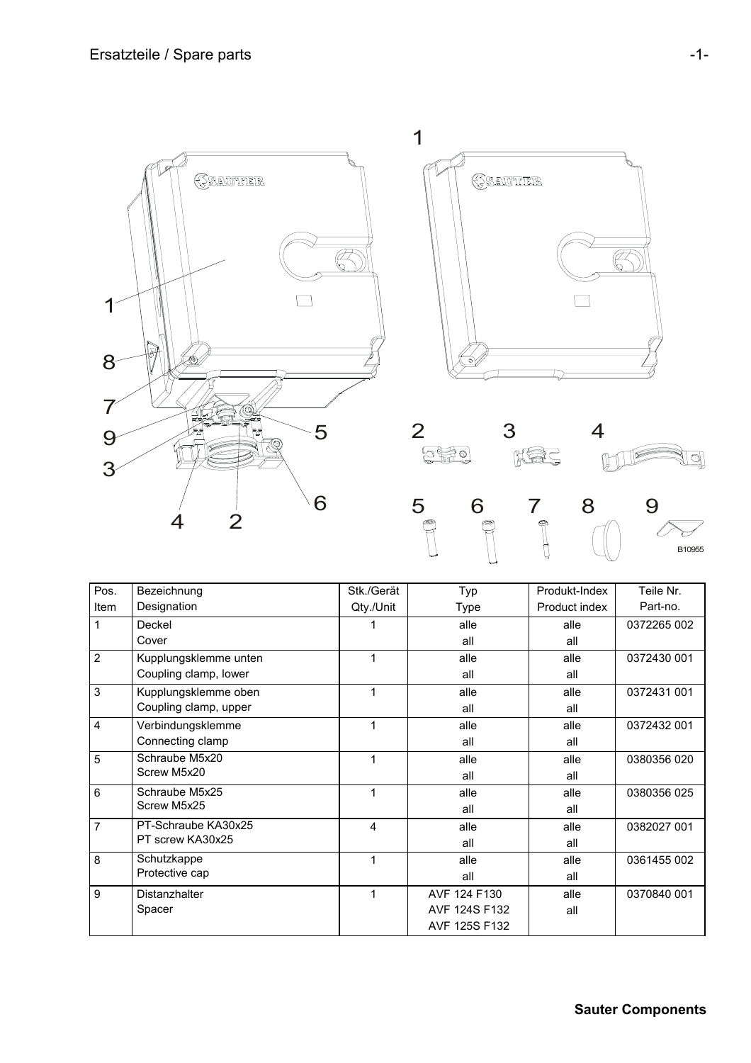# Ersatzteile / Spare parts

1

8

7

9

3

4 2

5

6

2 3 4

5 6 7 8 9

B10955

| Pos.<br>Item | Bezeichnung<br>Designation | Stk./Gerät<br>Qty./Unit | Typ<br>Type | Produkt-Index<br>Product index | Teile Nr.<br>Part-no. |
|---|---|---|---|---|---|
| 1 | Deckel<br>Cover | 1 | alle<br>all | alle<br>all | 0372265 002 |
| 2 | Kupplungsklemme unten<br>Coupling clamp, lower | 1 | alle<br>all | alle<br>all | 0372430 001 |
| 3 | Kupplungsklemme oben<br>Coupling clamp, upper | 1 | alle<br>all | alle<br>all | 0372431 001 |
| 4 | Verbindungsklemme<br>Connecting clamp | 1 | alle<br>all | alle<br>all | 0372432 001 |
| 5 | Schraube M5x20<br>Screw M5x20 | 1 | alle<br>all | alle<br>all | 0380356 020 |
| 6 | Schraube M5x25<br>Screw M5x25 | 1 | alle<br>all | alle<br>all | 0380356 025 |
| 7 | PT-Schraube KA30x25<br>PT screw KA30x25 | 4 | alle<br>all | alle<br>all | 0382027 001 |
| 8 | Schutzkappe<br>Protective cap | 1 | alle<br>all | alle<br>all | 0361455 002 |
| 9 | Distanzhalter<br>Spacer | 1 | AVF 124 F130<br>AVF 124S F132<br>AVF 125S F132 | alle<br>all | 0370840 001 |

**Sauter Components**